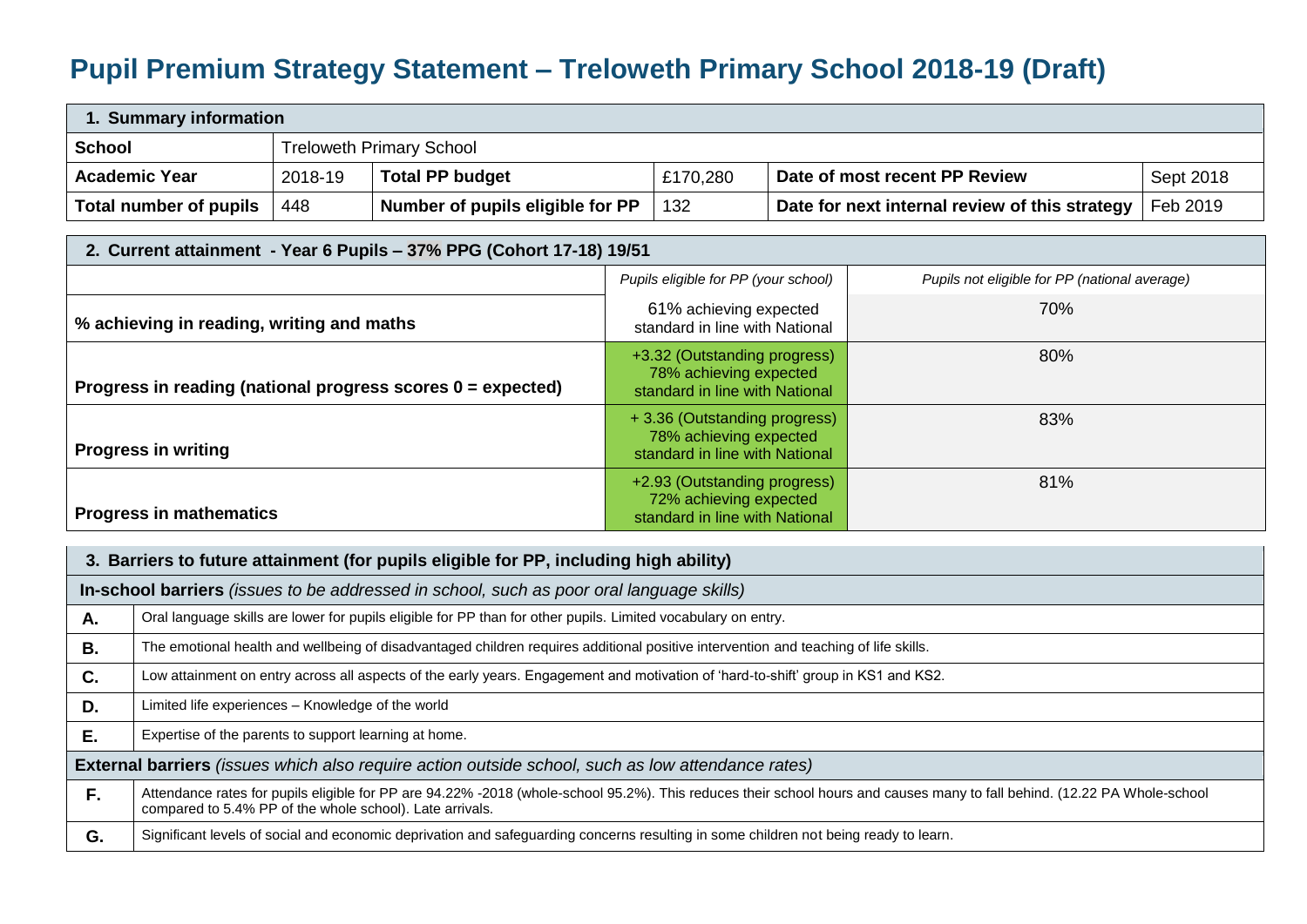# Pupil Premium Strategy Statement – Treloweth Primary School 2018-19 (Draft)

| **1. Summary information** | | | | | |
|---|---|---|---|---|---|
| **School** | Treloweth Primary School | | | | |
| **Academic Year** | 2018-19 | **Total PP budget** | £170,280 | **Date of most recent PP Review** | Sept 2018 |
| **Total number of pupils** | 448 | **Number of pupils eligible for PP** | 132 | **Date for next internal review of this strategy** | Feb 2019 |

| **2. Current attainment - Year 6 Pupils – 37% PPG (Cohort 17-18) 19/51** | | |
|---|---|---|
| | *Pupils eligible for PP (your school)* | *Pupils not eligible for PP (national average)* |
| **% achieving in reading, writing and maths** | 61% achieving expected standard in line with National | 70% |
| **Progress in reading (national progress scores 0 = expected)** | +3.32 (Outstanding progress) 78% achieving expected standard in line with National | 80% |
| **Progress in writing** | + 3.36 (Outstanding progress) 78% achieving expected standard in line with National | 83% |
| **Progress in mathematics** | +2.93 (Outstanding progress) 72% achieving expected standard in line with National | 81% |

| **3. Barriers to future attainment (for pupils eligible for PP, including high ability)** | |
|---|---|
| **In-school barriers** *(issues to be addressed in school, such as poor oral language skills)* | |
| **A.** | Oral language skills are lower for pupils eligible for PP than for other pupils. Limited vocabulary on entry. |
| **B.** | The emotional health and wellbeing of disadvantaged children requires additional positive intervention and teaching of life skills. |
| **C.** | Low attainment on entry across all aspects of the early years. Engagement and motivation of 'hard-to-shift' group in KS1 and KS2. |
| **D.** | Limited life experiences – Knowledge of the world |
| **E.** | Expertise of the parents to support learning at home. |
| **External barriers** *(issues which also require action outside school, such as low attendance rates)* | |
| **F.** | Attendance rates for pupils eligible for PP are 94.22% -2018 (whole-school 95.2%). This reduces their school hours and causes many to fall behind. (12.22 PA Whole-school compared to 5.4% PP of the whole school). Late arrivals. |
| **G.** | Significant levels of social and economic deprivation and safeguarding concerns resulting in some children not being ready to learn. |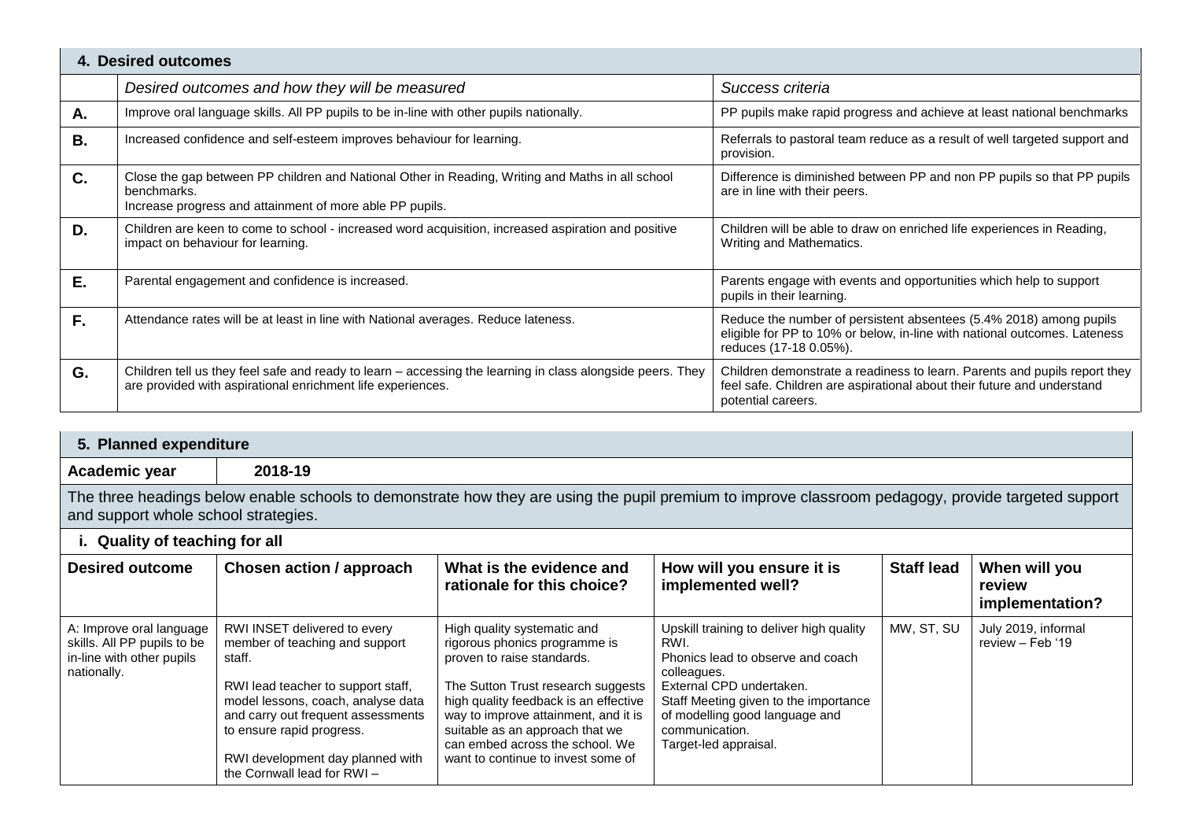## 4. Desired outcomes

| | *Desired outcomes and how they will be measured* | *Success criteria* |
|---|---|---|
| **A.** | Improve oral language skills. All PP pupils to be in-line with other pupils nationally. | PP pupils make rapid progress and achieve at least national benchmarks |
| **B.** | Increased confidence and self-esteem improves behaviour for learning. | Referrals to pastoral team reduce as a result of well targeted support and provision. |
| **C.** | Close the gap between PP children and National Other in Reading, Writing and Maths in all school benchmarks.<br>Increase progress and attainment of more able PP pupils. | Difference is diminished between PP and non PP pupils so that PP pupils are in line with their peers. |
| **D.** | Children are keen to come to school - increased word acquisition, increased aspiration and positive impact on behaviour for learning. | Children will be able to draw on enriched life experiences in Reading, Writing and Mathematics. |
| **E.** | Parental engagement and confidence is increased. | Parents engage with events and opportunities which help to support pupils in their learning. |
| **F.** | Attendance rates will be at least in line with National averages. Reduce lateness. | Reduce the number of persistent absentees (5.4% 2018) among pupils eligible for PP to 10% or below, in-line with national outcomes. Lateness reduces (17-18 0.05%). |
| **G.** | Children tell us they feel safe and ready to learn – accessing the learning in class alongside peers. They are provided with aspirational enrichment life experiences. | Children demonstrate a readiness to learn. Parents and pupils report they feel safe. Children are aspirational about their future and understand potential careers. |

## 5. Planned expenditure

**Academic year** **2018-19**

The three headings below enable schools to demonstrate how they are using the pupil premium to improve classroom pedagogy, provide targeted support and support whole school strategies.

### i. Quality of teaching for all

| Desired outcome | Chosen action / approach | What is the evidence and rationale for this choice? | How will you ensure it is implemented well? | Staff lead | When will you review implementation? |
|---|---|---|---|---|---|
| A: Improve oral language skills. All PP pupils to be in-line with other pupils nationally. | RWI INSET delivered to every member of teaching and support staff.<br><br>RWI lead teacher to support staff, model lessons, coach, analyse data and carry out frequent assessments to ensure rapid progress.<br><br>RWI development day planned with the Cornwall lead for RWI – | High quality systematic and rigorous phonics programme is proven to raise standards.<br><br>The Sutton Trust research suggests high quality feedback is an effective way to improve attainment, and it is suitable as an approach that we can embed across the school. We want to continue to invest some of | Upskill training to deliver high quality RWI.<br>Phonics lead to observe and coach colleagues.<br>External CPD undertaken.<br>Staff Meeting given to the importance of modelling good language and communication.<br>Target-led appraisal. | MW, ST, SU | July 2019, informal review – Feb '19 |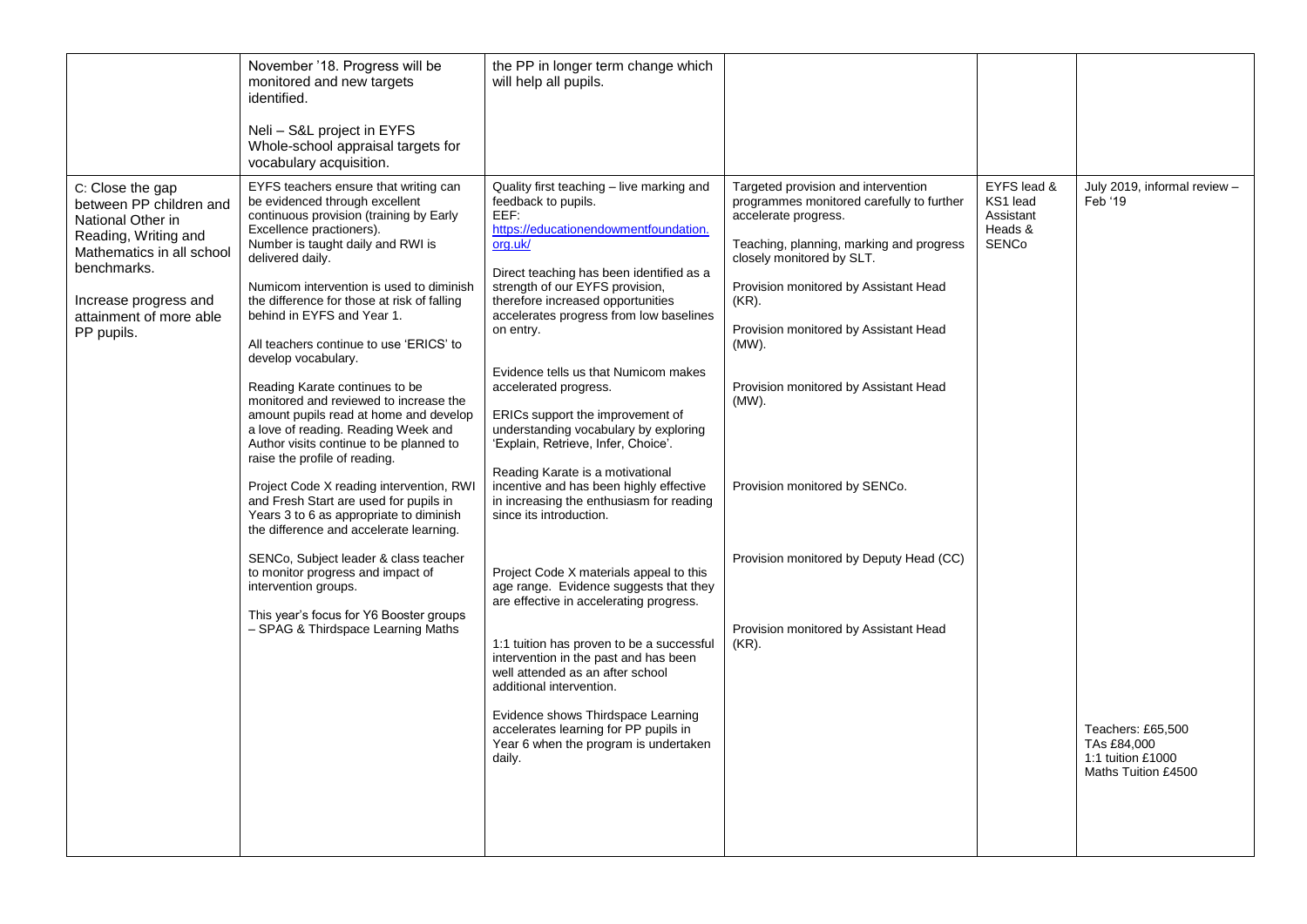| | | | | | |
|---|---|---|---|---|---|
| | November '18. Progress will be monitored and new targets identified.<br><br>Neli – S&L project in EYFS<br>Whole-school appraisal targets for vocabulary acquisition. | the PP in longer term change which will help all pupils. | | | |
| C: Close the gap between PP children and National Other in Reading, Writing and Mathematics in all school benchmarks.<br><br>Increase progress and attainment of more able PP pupils. | EYFS teachers ensure that writing can be evidenced through excellent continuous provision (training by Early Excellence practioners).<br>Number is taught daily and RWI is delivered daily.<br><br>Numicom intervention is used to diminish the difference for those at risk of falling behind in EYFS and Year 1.<br><br>All teachers continue to use 'ERICS' to develop vocabulary.<br><br>Reading Karate continues to be monitored and reviewed to increase the amount pupils read at home and develop a love of reading. Reading Week and Author visits continue to be planned to raise the profile of reading.<br><br>Project Code X reading intervention, RWI and Fresh Start are used for pupils in Years 3 to 6 as appropriate to diminish the difference and accelerate learning.<br><br>SENCo, Subject leader & class teacher to monitor progress and impact of intervention groups.<br><br>This year's focus for Y6 Booster groups – SPAG & Thirdspace Learning Maths | Quality first teaching – live marking and feedback to pupils.<br>EEF:<br>https://educationendowmentfoundation.org.uk/<br><br>Direct teaching has been identified as a strength of our EYFS provision, therefore increased opportunities accelerates progress from low baselines on entry.<br><br>Evidence tells us that Numicom makes accelerated progress.<br><br>ERICs support the improvement of understanding vocabulary by exploring 'Explain, Retrieve, Infer, Choice'.<br><br>Reading Karate is a motivational incentive and has been highly effective in increasing the enthusiasm for reading since its introduction.<br><br>Project Code X materials appeal to this age range. Evidence suggests that they are effective in accelerating progress.<br><br>1:1 tuition has proven to be a successful intervention in the past and has been well attended as an after school additional intervention.<br><br>Evidence shows Thirdspace Learning accelerates learning for PP pupils in Year 6 when the program is undertaken daily. | Targeted provision and intervention programmes monitored carefully to further accelerate progress.<br><br>Teaching, planning, marking and progress closely monitored by SLT.<br><br>Provision monitored by Assistant Head (KR).<br><br>Provision monitored by Assistant Head (MW).<br><br>Provision monitored by Assistant Head (MW).<br><br>Provision monitored by SENCo.<br><br>Provision monitored by Deputy Head (CC)<br><br>Provision monitored by Assistant Head (KR). | EYFS lead & KS1 lead Assistant Heads & SENCo | July 2019, informal review – Feb '19<br><br>Teachers: £65,500<br>TAs £84,000<br>1:1 tuition £1000<br>Maths Tuition £4500 |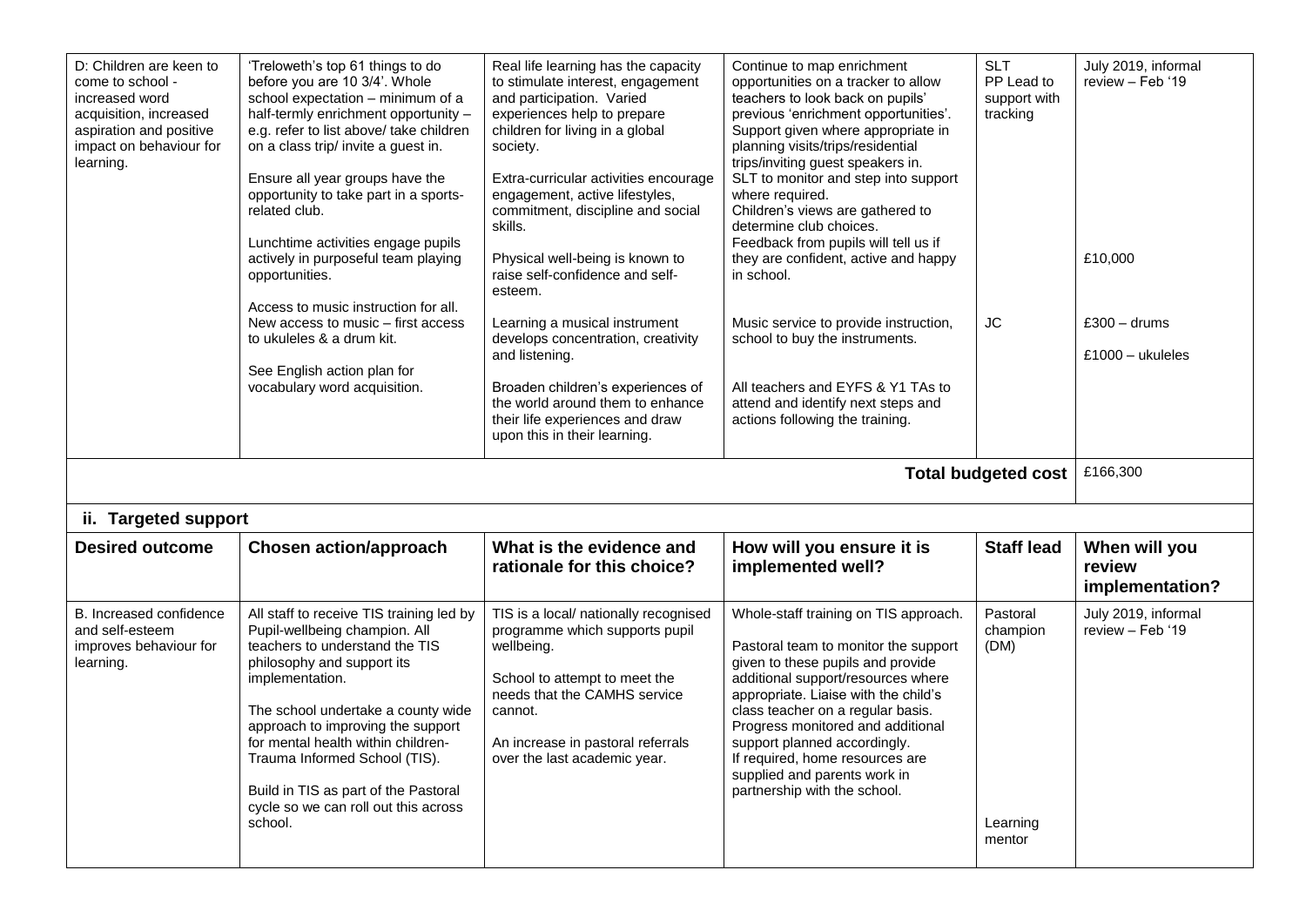| D: Children are keen to come to school - increased word acquisition, increased aspiration and positive impact on behaviour for learning. | 'Treloweth's top 61 things to do before you are 10 3/4'. Whole school expectation – minimum of a half-termly enrichment opportunity – e.g. refer to list above/ take children on a class trip/ invite a guest in.<br><br>Ensure all year groups have the opportunity to take part in a sports-related club.<br><br>Lunchtime activities engage pupils actively in purposeful team playing opportunities.<br><br>Access to music instruction for all. New access to music – first access to ukuleles & a drum kit.<br><br>See English action plan for vocabulary word acquisition. | Real life learning has the capacity to stimulate interest, engagement and participation. Varied experiences help to prepare children for living in a global society.<br><br>Extra-curricular activities encourage engagement, active lifestyles, commitment, discipline and social skills.<br><br>Physical well-being is known to raise self-confidence and self-esteem.<br><br>Learning a musical instrument develops concentration, creativity and listening.<br><br>Broaden children's experiences of the world around them to enhance their life experiences and draw upon this in their learning. | Continue to map enrichment opportunities on a tracker to allow teachers to look back on pupils' previous 'enrichment opportunities'. Support given where appropriate in planning visits/trips/residential trips/inviting guest speakers in. SLT to monitor and step into support where required.<br>Children's views are gathered to determine club choices.<br>Feedback from pupils will tell us if they are confident, active and happy in school.<br><br>Music service to provide instruction, school to buy the instruments.<br><br>All teachers and EYFS & Y1 TAs to attend and identify next steps and actions following the training. | SLT<br>PP Lead to support with tracking<br><br>JC | July 2019, informal review – Feb '19<br><br>£10,000<br><br>£300 – drums<br><br>£1000 – ukuleles |
|---|---|---|---|---|---|
| | | | | **Total budgeted cost** | £166,300 |

## ii. Targeted support

| Desired outcome | Chosen action/approach | What is the evidence and rationale for this choice? | How will you ensure it is implemented well? | Staff lead | When will you review implementation? |
|---|---|---|---|---|---|
| B. Increased confidence and self-esteem improves behaviour for learning. | All staff to receive TIS training led by Pupil-wellbeing champion. All teachers to understand the TIS philosophy and support its implementation.<br><br>The school undertake a county wide approach to improving the support for mental health within children-Trauma Informed School (TIS).<br><br>Build in TIS as part of the Pastoral cycle so we can roll out this across school. | TIS is a local/ nationally recognised programme which supports pupil wellbeing.<br><br>School to attempt to meet the needs that the CAMHS service cannot.<br><br>An increase in pastoral referrals over the last academic year. | Whole-staff training on TIS approach.<br><br>Pastoral team to monitor the support given to these pupils and provide additional support/resources where appropriate. Liaise with the child's class teacher on a regular basis. Progress monitored and additional support planned accordingly.<br>If required, home resources are supplied and parents work in partnership with the school. | Pastoral champion (DM)<br><br>Learning mentor | July 2019, informal review – Feb '19 |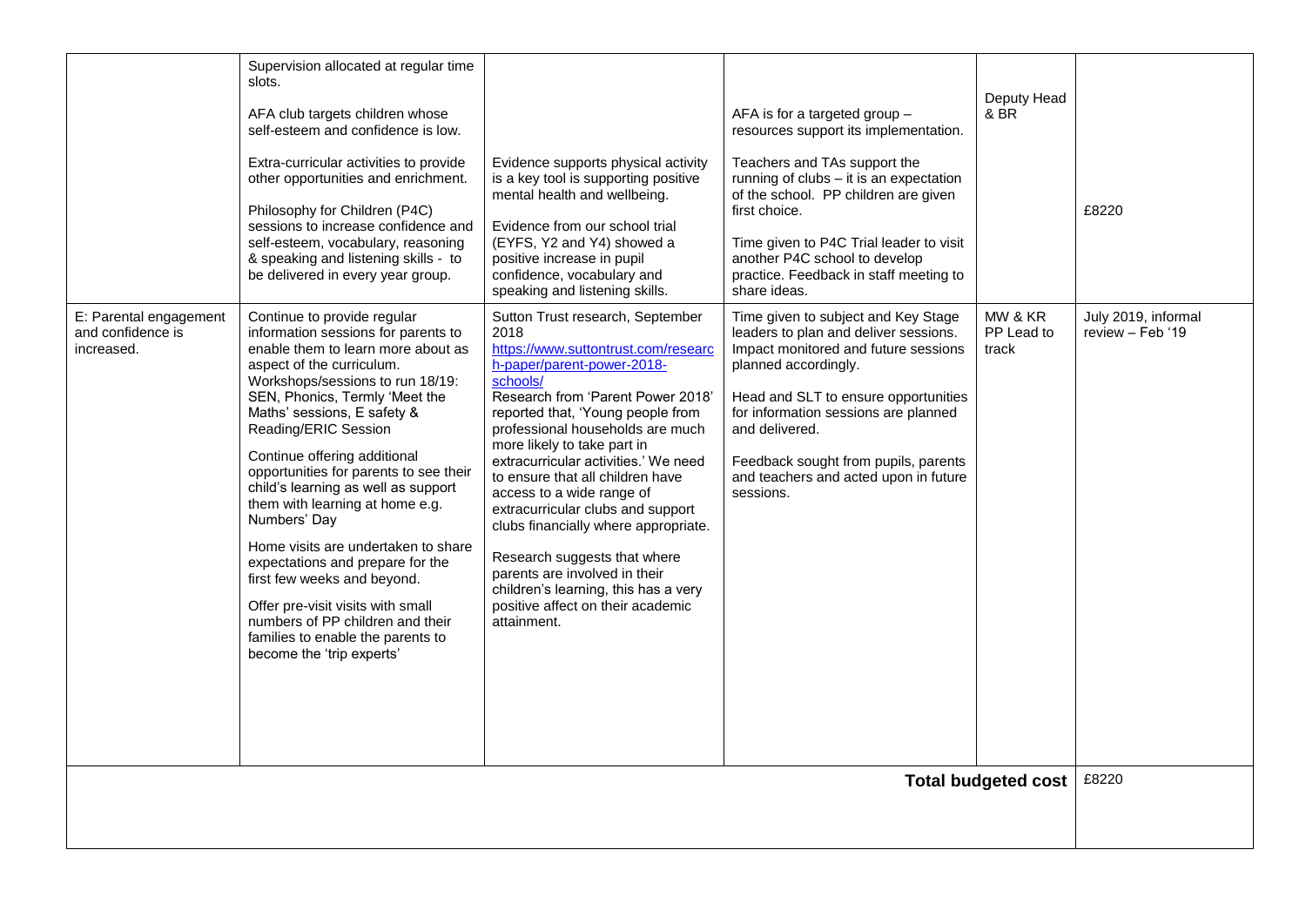| | | | | | |
|---|---|---|---|---|---|
| | Supervision allocated at regular time slots.<br><br>AFA club targets children whose self-esteem and confidence is low.<br><br>Extra-curricular activities to provide other opportunities and enrichment.<br><br>Philosophy for Children (P4C) sessions to increase confidence and self-esteem, vocabulary, reasoning & speaking and listening skills - to be delivered in every year group. | Evidence supports physical activity is a key tool is supporting positive mental health and wellbeing.<br><br>Evidence from our school trial (EYFS, Y2 and Y4) showed a positive increase in pupil confidence, vocabulary and speaking and listening skills. | AFA is for a targeted group – resources support its implementation.<br><br>Teachers and TAs support the running of clubs – it is an expectation of the school. PP children are given first choice.<br><br>Time given to P4C Trial leader to visit another P4C school to develop practice. Feedback in staff meeting to share ideas. | Deputy Head & BR | £8220 |
| E: Parental engagement and confidence is increased. | Continue to provide regular information sessions for parents to enable them to learn more about as aspect of the curriculum.<br>Workshops/sessions to run 18/19: SEN, Phonics, Termly 'Meet the Maths' sessions, E safety & Reading/ERIC Session<br><br>Continue offering additional opportunities for parents to see their child's learning as well as support them with learning at home e.g. Numbers' Day<br><br>Home visits are undertaken to share expectations and prepare for the first few weeks and beyond.<br><br>Offer pre-visit visits with small numbers of PP children and their families to enable the parents to become the 'trip experts' | Sutton Trust research, September 2018<br>https://www.suttontrust.com/research-paper/parent-power-2018-schools/<br>Research from 'Parent Power 2018' reported that, 'Young people from professional households are much more likely to take part in extracurricular activities.' We need to ensure that all children have access to a wide range of extracurricular clubs and support clubs financially where appropriate.<br><br>Research suggests that where parents are involved in their children's learning, this has a very positive affect on their academic attainment. | Time given to subject and Key Stage leaders to plan and deliver sessions. Impact monitored and future sessions planned accordingly.<br><br>Head and SLT to ensure opportunities for information sessions are planned and delivered.<br><br>Feedback sought from pupils, parents and teachers and acted upon in future sessions. | MW & KR PP Lead to track | July 2019, informal review – Feb '19 |
| | | | | **Total budgeted cost** | £8220 |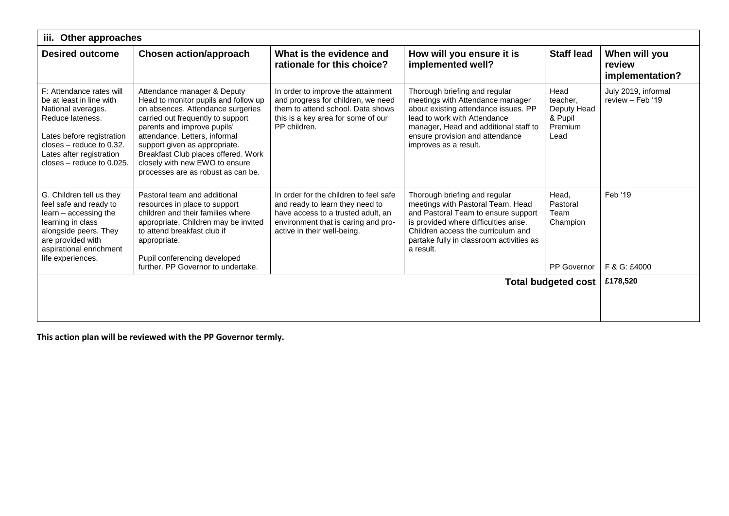| iii. Other approaches | | | | | |
|---|---|---|---|---|---|
| **Desired outcome** | **Chosen action/approach** | **What is the evidence and rationale for this choice?** | **How will you ensure it is implemented well?** | **Staff lead** | **When will you review implementation?** |
| F: Attendance rates will be at least in line with National averages. Reduce lateness. Lates before registration closes – reduce to 0.32. Lates after registration closes – reduce to 0.025. | Attendance manager & Deputy Head to monitor pupils and follow up on absences. Attendance surgeries carried out frequently to support parents and improve pupils' attendance. Letters, informal support given as appropriate. Breakfast Club places offered. Work closely with new EWO to ensure processes are as robust as can be. | In order to improve the attainment and progress for children, we need them to attend school. Data shows this is a key area for some of our PP children. | Thorough briefing and regular meetings with Attendance manager about existing attendance issues. PP lead to work with Attendance manager, Head and additional staff to ensure provision and attendance improves as a result. | Head teacher, Deputy Head & Pupil Premium Lead | July 2019, informal review – Feb '19 |
| G. Children tell us they feel safe and ready to learn – accessing the learning in class alongside peers. They are provided with aspirational enrichment life experiences. | Pastoral team and additional resources in place to support children and their families where appropriate. Children may be invited to attend breakfast club if appropriate. Pupil conferencing developed further. PP Governor to undertake. | In order for the children to feel safe and ready to learn they need to have access to a trusted adult, an environment that is caring and pro-active in their well-being. | Thorough briefing and regular meetings with Pastoral Team. Head and Pastoral Team to ensure support is provided where difficulties arise. Children access the curriculum and partake fully in classroom activities as a result. | Head, Pastoral Team Champion PP Governor | Feb '19 F & G: £4000 |
| | | | | **Total budgeted cost** | **£178,520** |

**This action plan will be reviewed with the PP Governor termly.**